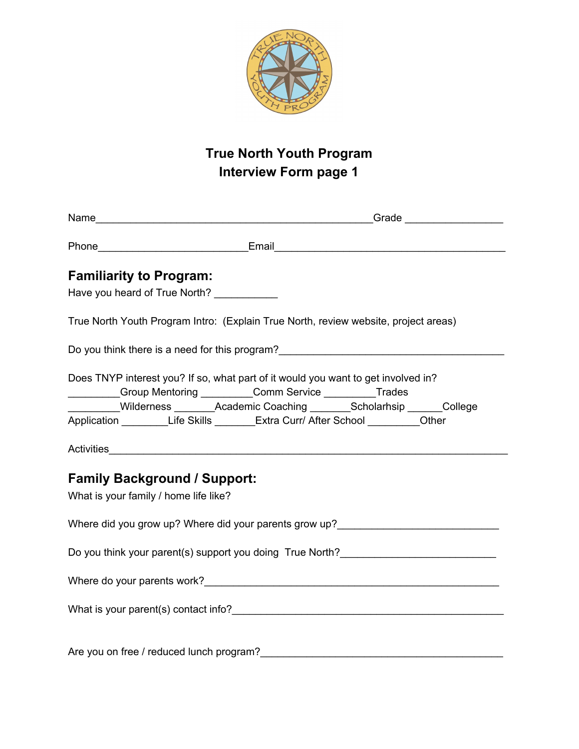# True North Youth Program
## Interview Form page 1

Name_______________________________________________Grade _________________

Phone__________________________Email________________________________________

## Familiarity to Program:

Have you heard of True North? ___________

True North Youth Program Intro: (Explain True North, review website, project areas)

Do you think there is a need for this program?_______________________________________

Does TNYP interest you? If so, what part of it would you want to get involved in?
_________Group Mentoring _________Comm Service _________Trades
_________Wilderness _______Academic Coaching _______Scholarhsip ______College Application ________Life Skills _______Extra Curr/ After School _________Other

Activities_____________________________________________________________________

## Family Background / Support:

What is your family / home life like?

Where did you grow up? Where did your parents grow up?____________________________

Do you think your parent(s) support you doing True North?___________________________

Where do your parents work?____________________________________________________

What is your parent(s) contact info?_______________________________________________

Are you on free / reduced lunch program?__________________________________________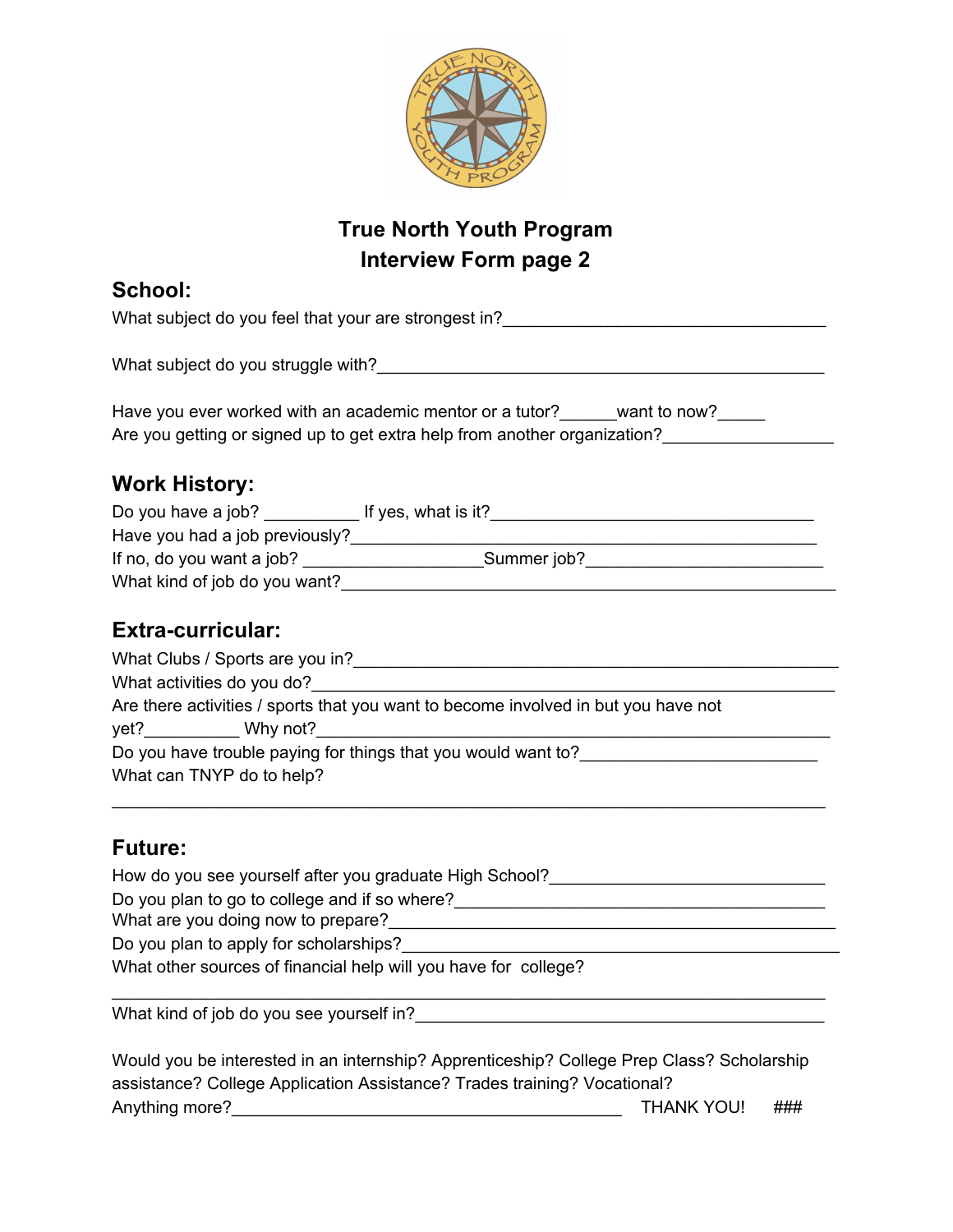# True North Youth Program
# Interview Form page 2

## School:

What subject do you feel that your are strongest in?___________________________________

What subject do you struggle with?_______________________________________________

Have you ever worked with an academic mentor or a tutor?______want to now?_____
Are you getting or signed up to get extra help from another organization?__________________

## Work History:

Do you have a job? __________ If yes, what is it?___________________________________
Have you had a job previously?___________________________________________________
If no, do you want a job? ___________________Summer job?_________________________
What kind of job do you want?_____________________________________________________

## Extra-curricular:

What Clubs / Sports are you in?___________________________________________________
What activities do you do?_______________________________________________________
Are there activities / sports that you want to become involved in but you have not yet?__________ Why not?_____________________________________________________
Do you have trouble paying for things that you would want to?_________________________
What can TNYP do to help?
_____________________________________________________________________________

## Future:

How do you see yourself after you graduate High School?_____________________________
Do you plan to go to college and if so where?_______________________________________
What are you doing now to prepare?_______________________________________________
Do you plan to apply for scholarships?______________________________________________
What other sources of financial help will you have for college?
_____________________________________________________________________________
What kind of job do you see yourself in?____________________________________________

Would you be interested in an internship? Apprenticeship? College Prep Class? Scholarship assistance? College Application Assistance? Trades training? Vocational?
Anything more?__________________________________________ THANK YOU! ###